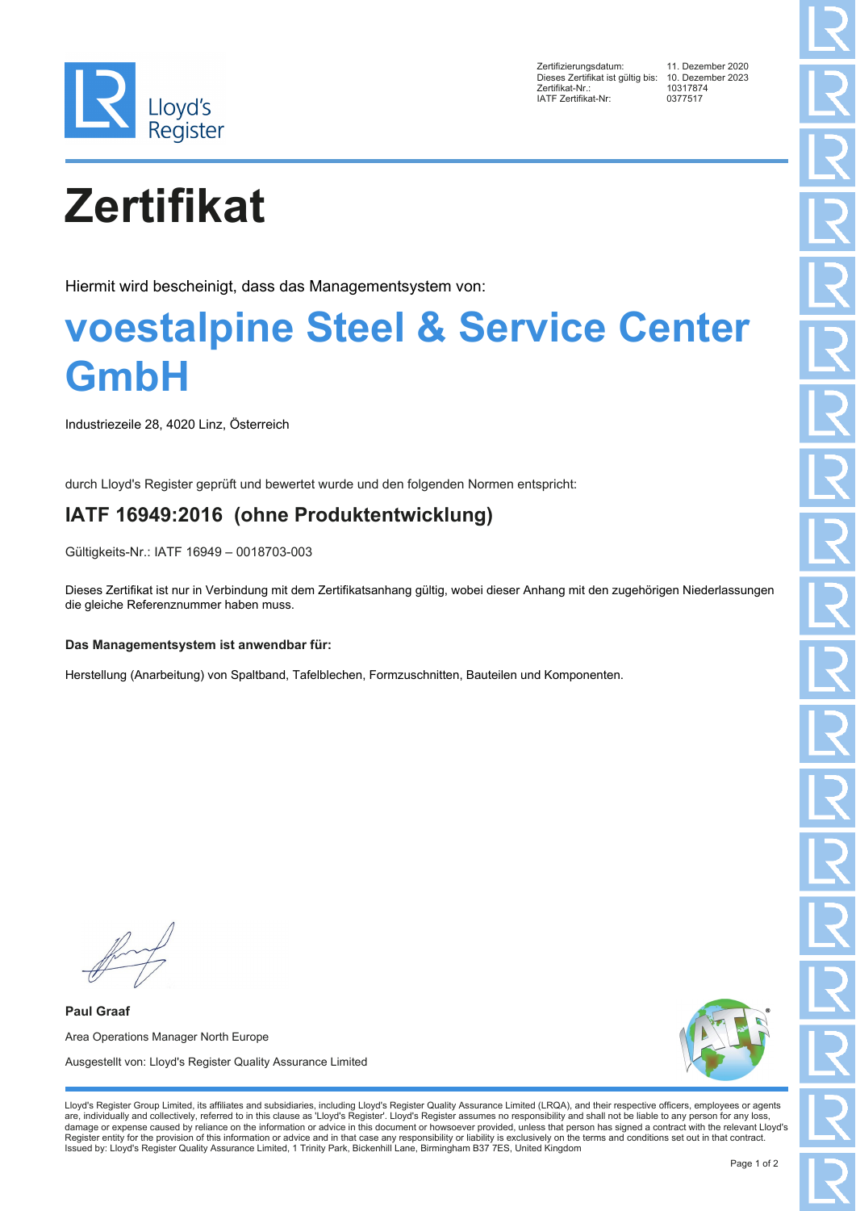| | |
|---|---|
| Zertifizierungsdatum: | 11. Dezember 2020 |
| Dieses Zertifikat ist gültig bis: | 10. Dezember 2023 |
| Zertifikat-Nr.: | 10317874 |
| IATF Zertifikat-Nr: | 0377517 |

# Zertifikat

Hiermit wird bescheinigt, dass das Managementsystem von:

## voestalpine Steel & Service Center GmbH

Industriezeile 28, 4020 Linz, Österreich

durch Lloyd's Register geprüft und bewertet wurde und den folgenden Normen entspricht:

### IATF 16949:2016 (ohne Produktentwicklung)

Gültigkeits-Nr.: IATF 16949 – 0018703-003

Dieses Zertifikat ist nur in Verbindung mit dem Zertifikatsanhang gültig, wobei dieser Anhang mit den zugehörigen Niederlassungen die gleiche Referenznummer haben muss.

**Das Managementsystem ist anwendbar für:**

Herstellung (Anarbeitung) von Spaltband, Tafelblechen, Formzuschnitten, Bauteilen und Komponenten.

**Paul Graaf**

Area Operations Manager North Europe

Ausgestellt von: Lloyd's Register Quality Assurance Limited

Lloyd's Register Group Limited, its affiliates and subsidiaries, including Lloyd's Register Quality Assurance Limited (LRQA), and their respective officers, employees or agents are, individually and collectively, referred to in this clause as 'Lloyd's Register'. Lloyd's Register assumes no responsibility and shall not be liable to any person for any loss, damage or expense caused by reliance on the information or advice in this document or howsoever provided, unless that person has signed a contract with the relevant Lloyd's Register entity for the provision of this information or advice and in that case any responsibility or liability is exclusively on the terms and conditions set out in that contract.
Issued by: Lloyd's Register Quality Assurance Limited, 1 Trinity Park, Bickenhill Lane, Birmingham B37 7ES, United Kingdom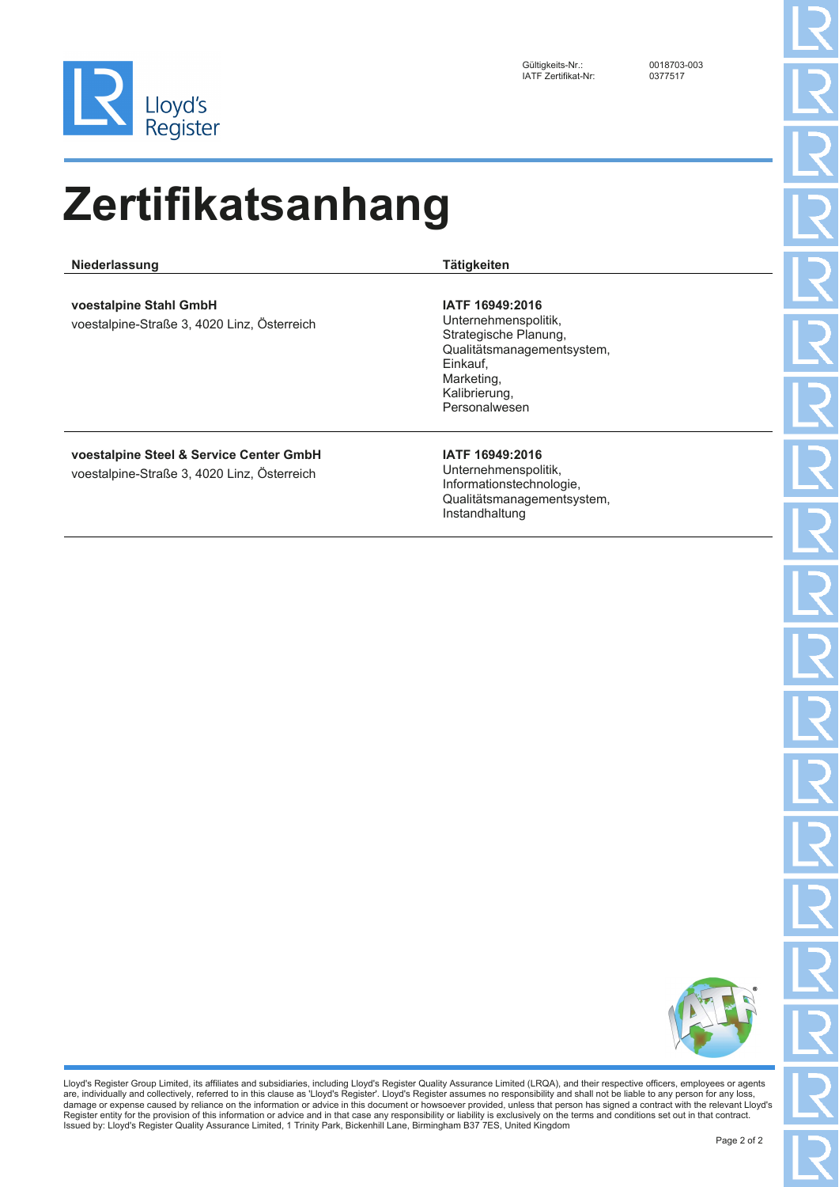Gültigkeits-Nr.: 0018703-003
IATF Zertifikat-Nr: 0377517

# Zertifikatsanhang

| Niederlassung | Tätigkeiten |
|---|---|
| **voestalpine Stahl GmbH**<br>voestalpine-Straße 3, 4020 Linz, Österreich | **IATF 16949:2016**<br>Unternehmenspolitik,<br>Strategische Planung,<br>Qualitätsmanagementsystem,<br>Einkauf,<br>Marketing,<br>Kalibrierung,<br>Personalwesen |
| **voestalpine Steel & Service Center GmbH**<br>voestalpine-Straße 3, 4020 Linz, Österreich | **IATF 16949:2016**<br>Unternehmenspolitik,<br>Informationstechnologie,<br>Qualitätsmanagementsystem,<br>Instandhaltung |

Lloyd's Register Group Limited, its affiliates and subsidiaries, including Lloyd's Register Quality Assurance Limited (LRQA), and their respective officers, employees or agents are, individually and collectively, referred to in this clause as 'Lloyd's Register'. Lloyd's Register assumes no responsibility and shall not be liable to any person for any loss, damage or expense caused by reliance on the information or advice in this document or howsoever provided, unless that person has signed a contract with the relevant Lloyd's Register entity for the provision of this information or advice and in that case any responsibility or liability is exclusively on the terms and conditions set out in that contract.
Issued by: Lloyd's Register Quality Assurance Limited, 1 Trinity Park, Bickenhill Lane, Birmingham B37 7ES, United Kingdom